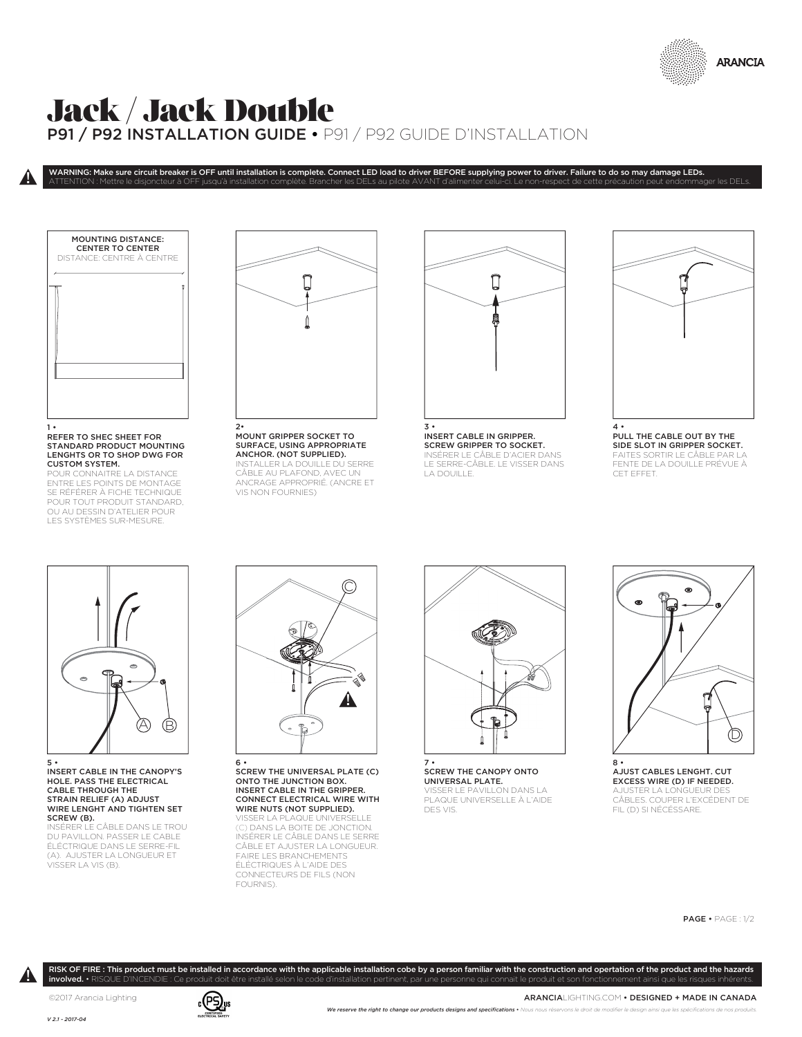ARANCIA

# Jack / Jack Double

## P91 / P92 INSTALLATION GUIDE • P91 / P92 GUIDE D'INSTALLATION

**WARNING: Make sure circuit breaker is OFF until installation is complete. Connect LED load to driver BEFORE supplying power to driver. Failure to do so may damage LEDs.**
ATTENTION : Mettre le disjoncteur à OFF jusqu'à installation complète. Brancher les DELs au pilote AVANT d'alimenter celui-ci. Le non-respect de cette précaution peut endommager les DELs.

MOUNTING DISTANCE: CENTER TO CENTER
DISTANCE: CENTRE À CENTRE

1 •
**REFER TO SHEC SHEET FOR STANDARD PRODUCT MOUNTING LENGHTS OR TO SHOP DWG FOR CUSTOM SYSTEM.**
POUR CONNAITRE LA DISTANCE ENTRE LES POINTS DE MONTAGE SE RÉFÉRER À FICHE TECHNIQUE POUR TOUT PRODUIT STANDARD, OU AU DESSIN D'ATELIER POUR LES SYSTÈMES SUR-MESURE.

2•
**MOUNT GRIPPER SOCKET TO SURFACE, USING APPROPRIATE ANCHOR. (NOT SUPPLIED).**
INSTALLER LA DOUILLE DU SERRE CÂBLE AU PLAFOND, AVEC UN ANCRAGE APPROPRIÉ. (ANCRE ET VIS NON FOURNIES)

3 •
**INSERT CABLE IN GRIPPER. SCREW GRIPPER TO SOCKET.**
INSÉRER LE CÂBLE D'ACIER DANS LE SERRE-CÂBLE. LE VISSER DANS LA DOUILLE.

4 •
**PULL THE CABLE OUT BY THE SIDE SLOT IN GRIPPER SOCKET.**
FAITES SORTIR LE CÂBLE PAR LA FENTE DE LA DOUILLE PRÉVUE À CET EFFET.

5 •
**INSERT CABLE IN THE CANOPY'S HOLE. PASS THE ELECTRICAL CABLE THROUGH THE STRAIN RELIEF (A) ADJUST WIRE LENGHT AND TIGHTEN SET SCREW (B).**
INSÉRER LE CÂBLE DANS LE TROU DU PAVILLON. PASSER LE CABLE ÉLÉCTRIQUE DANS LE SERRE-FIL (A). AJUSTER LA LONGUEUR ET VISSER LA VIS (B).

6 •
**SCREW THE UNIVERSAL PLATE (C) ONTO THE JUNCTION BOX. INSERT CABLE IN THE GRIPPER. CONNECT ELECTRICAL WIRE WITH WIRE NUTS (NOT SUPPLIED).**
VISSER LA PLAQUE UNIVERSELLE (C) DANS LA BOITE DE JONCTION. INSÉRER LE CÂBLE DANS LE SERRE CÂBLE ET AJUSTER LA LONGUEUR. FAIRE LES BRANCHEMENTS ÉLECTRIQUES À L'AIDE DES CONNECTEURS DE FILS (NON FOURNIS).

7 •
**SCREW THE CANOPY ONTO UNIVERSAL PLATE.**
VISSER LE PAVILLON DANS LA PLAQUE UNIVERSELLE À L'AIDE DES VIS.

8 •
**AJUST CABLES LENGHT. CUT EXCESS WIRE (D) IF NEEDED.**
AJUSTER LA LONGUEUR DES CÂBLES. COUPER L'EXCÉDENT DE FIL (D) SI NÉCÉSSARE.

**RISK OF FIRE : This product must be installed in accordance with the applicable installation cobe by a person familiar with the construction and opertation of the product and the hazards involved.** • RISQUE D'INCENDIE : Ce produit doit être installé selon le code d'installation pertinent, par une personne qui connaît le produit et son fonctionnement ainsi que les risques inhérents.

©2017 Arancia Lighting

V 2.1 - 2017-04

ARANCIALIGHTING.COM • DESIGNED + MADE IN CANADA

*We reserve the right to change our products designs and specifications • Nous nous réservons le droit de modifier le design ainsi que les spécifications de nos produits.*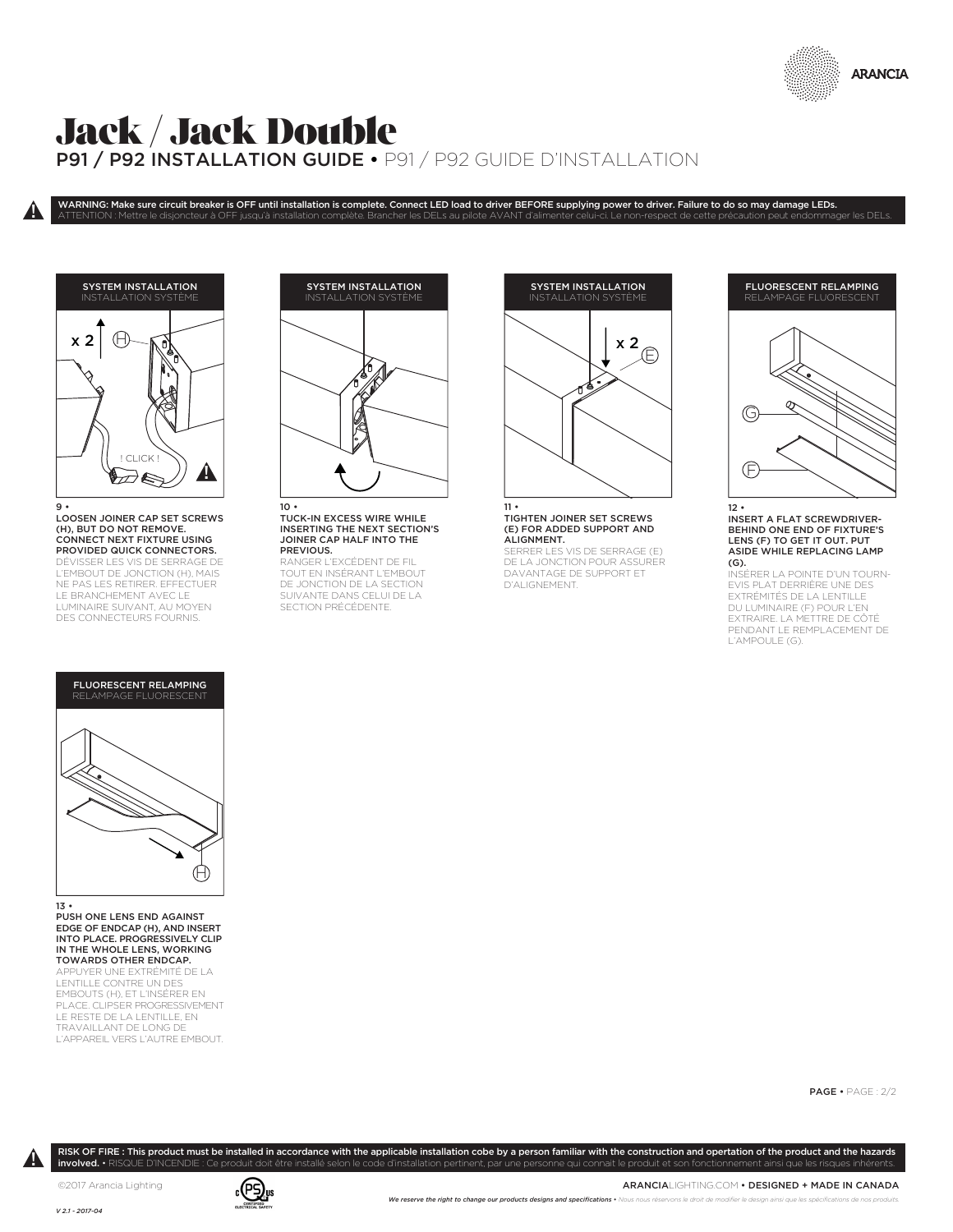ARANCIA

# Jack / Jack Double

## P91 / P92 INSTALLATION GUIDE • P91 / P92 GUIDE D'INSTALLATION

**WARNING: Make sure circuit breaker is OFF until installation is complete. Connect LED load to driver BEFORE supplying power to driver. Failure to do so may damage LEDs.**
ATTENTION : Mettre le disjoncteur à OFF jusqu'à installation complète. Brancher les DELs au pilote AVANT d'alimenter celui-ci. Le non-respect de cette précaution peut endommager les DELs.

### SYSTEM INSTALLATION
INSTALLATION SYSTÈME

x 2 H

! CLICK !

9 •

**LOOSEN JOINER CAP SET SCREWS (H), BUT DO NOT REMOVE. CONNECT NEXT FIXTURE USING PROVIDED QUICK CONNECTORS.**
DÉVISSER LES VIS DE SERRAGE DE L'EMBOUT DE JONCTION (H), MAIS NE PAS LES RETIRER. EFFECTUER LE BRANCHEMENT AVEC LE LUMINAIRE SUIVANT, AU MOYEN DES CONNECTEURS FOURNIS.

### SYSTEM INSTALLATION
INSTALLATION SYSTÈME

10 •

**TUCK-IN EXCESS WIRE WHILE INSERTING THE NEXT SECTION'S JOINER CAP HALF INTO THE PREVIOUS.**
RANGER L'EXCÉDENT DE FIL TOUT EN INSÉRANT L'EMBOUT DE JONCTION DE LA SECTION SUIVANTE DANS CELUI DE LA SECTION PRÉCÉDENTE.

### SYSTEM INSTALLATION
INSTALLATION SYSTÈME

x 2 E

11 •

**TIGHTEN JOINER SET SCREWS (E) FOR ADDED SUPPORT AND ALIGNMENT.**
SERRER LES VIS DE SERRAGE (E) DE LA JONCTION POUR ASSURER DAVANTAGE DE SUPPORT ET D'ALIGNEMENT.

### FLUORESCENT RELAMPING
RELAMPAGE FLUORESCENT

G

F

12 •

**INSERT A FLAT SCREWDRIVER-BEHIND ONE END OF FIXTURE'S LENS (F) TO GET IT OUT. PUT ASIDE WHILE REPLACING LAMP (G).**
INSÉRER LA POINTE D'UN TOURN-EVIS PLAT DERRIÈRE UNE DES EXTRÉMITÉS DE LA LENTILLE DU LUMINAIRE (F) POUR L'EN EXTRAIRE. LA METTRE DE CÔTÉ PENDANT LE REMPLACEMENT DE L'AMPOULE (G).

### FLUORESCENT RELAMPING
RELAMPAGE FLUORESCENT

H

13 •

**PUSH ONE LENS END AGAINST EDGE OF ENDCAP (H), AND INSERT INTO PLACE. PROGRESSIVELY CLIP IN THE WHOLE LENS, WORKING TOWARDS OTHER ENDCAP.**
APPUYER UNE EXTRÉMITÉ DE LA LENTILLE CONTRE UN DES EMBOUTS (H), ET L'INSÉRER EN PLACE. CLIPSER PROGRESSIVEMENT LE RESTE DE LA LENTILLE, EN TRAVAILLANT DE LONG DE L'APPAREIL VERS L'AUTRE EMBOUT.

**RISK OF FIRE : This product must be installed in accordance with the applicable installation cobe by a person familiar with the construction and opertation of the product and the hazards involved.** • RISQUE D'INCENDIE : Ce produit doit être installé selon le code d'installation pertinent, par une personne qui connaît le produit et son fonctionnement ainsi que les risques inhérents.

©2017 Arancia Lighting

ARANCIALIGHTING.COM • DESIGNED + MADE IN CANADA

*We reserve the right to change our products designs and specifications • Nous nous réservons le droit de modifier le design ainsi que les spécifications de nos produits.*

*V 2.1 - 2017-04*